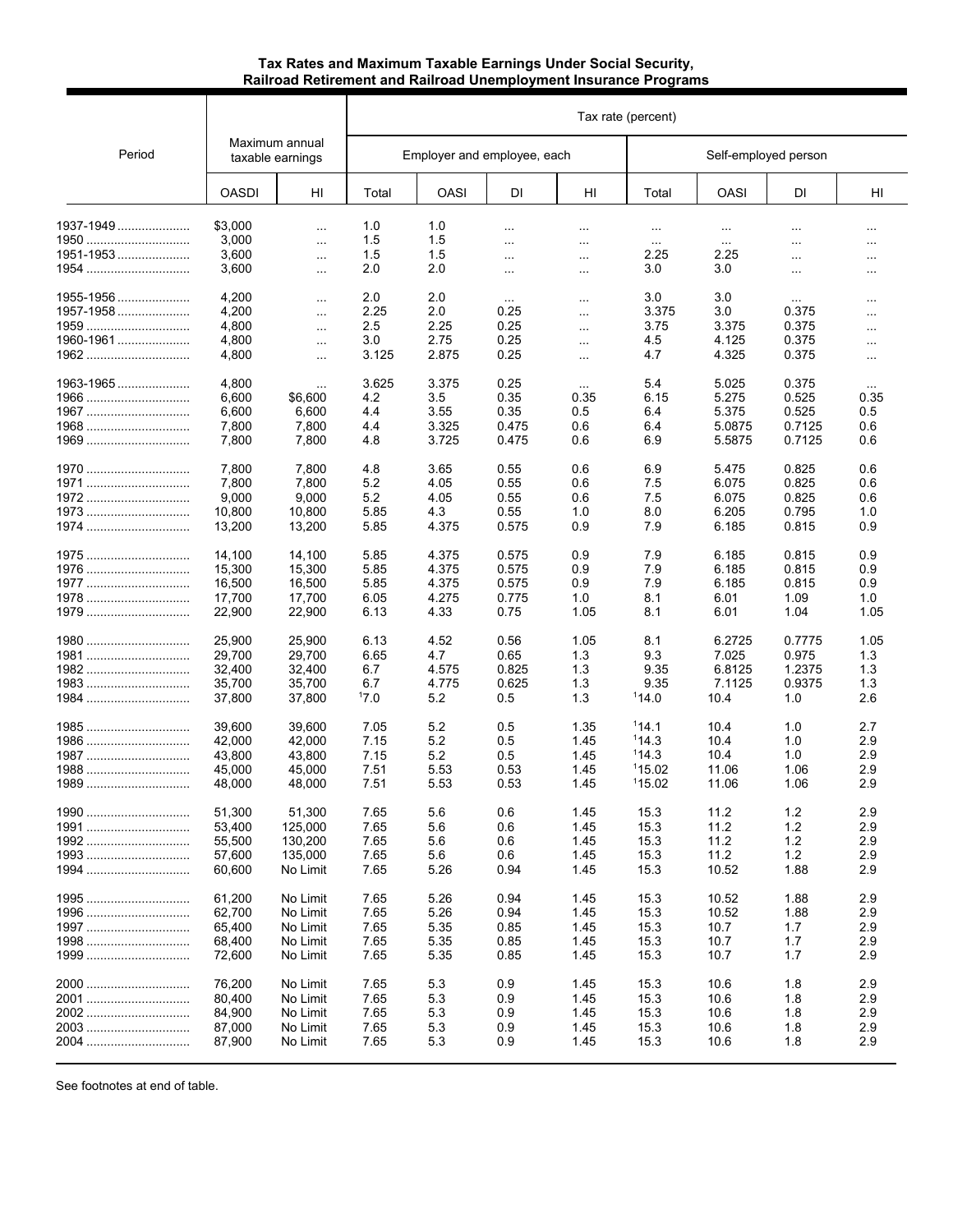**Tax Rates and Maximum Taxable Earnings Under Social Security, Railroad Retirement and Railroad Unemployment Insurance Programs**

| Period | Maximum annual taxable earnings | | Tax rate (percent) | | | | | | | |
|---|---|---|---|---|---|---|---|---|---|---|
| | | | Employer and employee, each | | | | Self-employed person | | | |
| | OASDI | HI | Total | OASI | DI | HI | Total | OASI | DI | HI |
| 1937-1949 | $3,000 | ... | 1.0 | 1.0 | ... | ... | ... | ... | ... | ... |
| 1950 | 3,000 | ... | 1.5 | 1.5 | ... | ... | ... | ... | ... | ... |
| 1951-1953 | 3,600 | ... | 1.5 | 1.5 | ... | ... | 2.25 | 2.25 | ... | ... |
| 1954 | 3,600 | ... | 2.0 | 2.0 | ... | ... | 3.0 | 3.0 | ... | ... |
| 1955-1956 | 4,200 | ... | 2.0 | 2.0 | ... | ... | 3.0 | 3.0 | ... | ... |
| 1957-1958 | 4,200 | ... | 2.25 | 2.0 | 0.25 | ... | 3.375 | 3.0 | 0.375 | ... |
| 1959 | 4,800 | ... | 2.5 | 2.25 | 0.25 | ... | 3.75 | 3.375 | 0.375 | ... |
| 1960-1961 | 4,800 | ... | 3.0 | 2.75 | 0.25 | ... | 4.5 | 4.125 | 0.375 | ... |
| 1962 | 4,800 | ... | 3.125 | 2.875 | 0.25 | ... | 4.7 | 4.325 | 0.375 | ... |
| 1963-1965 | 4,800 | ... | 3.625 | 3.375 | 0.25 | ... | 5.4 | 5.025 | 0.375 | ... |
| 1966 | 6,600 | $6,600 | 4.2 | 3.5 | 0.35 | 0.35 | 6.15 | 5.275 | 0.525 | 0.35 |
| 1967 | 6,600 | 6,600 | 4.4 | 3.55 | 0.35 | 0.5 | 6.4 | 5.375 | 0.525 | 0.5 |
| 1968 | 7,800 | 7,800 | 4.4 | 3.325 | 0.475 | 0.6 | 6.4 | 5.0875 | 0.7125 | 0.6 |
| 1969 | 7,800 | 7,800 | 4.8 | 3.725 | 0.475 | 0.6 | 6.9 | 5.5875 | 0.7125 | 0.6 |
| 1970 | 7,800 | 7,800 | 4.8 | 3.65 | 0.55 | 0.6 | 6.9 | 5.475 | 0.825 | 0.6 |
| 1971 | 7,800 | 7,800 | 5.2 | 4.05 | 0.55 | 0.6 | 7.5 | 6.075 | 0.825 | 0.6 |
| 1972 | 9,000 | 9,000 | 5.2 | 4.05 | 0.55 | 0.6 | 7.5 | 6.075 | 0.825 | 0.6 |
| 1973 | 10,800 | 10,800 | 5.85 | 4.3 | 0.55 | 1.0 | 8.0 | 6.205 | 0.795 | 1.0 |
| 1974 | 13,200 | 13,200 | 5.85 | 4.375 | 0.575 | 0.9 | 7.9 | 6.185 | 0.815 | 0.9 |
| 1975 | 14,100 | 14,100 | 5.85 | 4.375 | 0.575 | 0.9 | 7.9 | 6.185 | 0.815 | 0.9 |
| 1976 | 15,300 | 15,300 | 5.85 | 4.375 | 0.575 | 0.9 | 7.9 | 6.185 | 0.815 | 0.9 |
| 1977 | 16,500 | 16,500 | 5.85 | 4.375 | 0.575 | 0.9 | 7.9 | 6.185 | 0.815 | 0.9 |
| 1978 | 17,700 | 17,700 | 6.05 | 4.275 | 0.775 | 1.0 | 8.1 | 6.01 | 1.09 | 1.0 |
| 1979 | 22,900 | 22,900 | 6.13 | 4.33 | 0.75 | 1.05 | 8.1 | 6.01 | 1.04 | 1.05 |
| 1980 | 25,900 | 25,900 | 6.13 | 4.52 | 0.56 | 1.05 | 8.1 | 6.2725 | 0.7775 | 1.05 |
| 1981 | 29,700 | 29,700 | 6.65 | 4.7 | 0.65 | 1.3 | 9.3 | 7.025 | 0.975 | 1.3 |
| 1982 | 32,400 | 32,400 | 6.7 | 4.575 | 0.825 | 1.3 | 9.35 | 6.8125 | 1.2375 | 1.3 |
| 1983 | 35,700 | 35,700 | 6.7 | 4.775 | 0.625 | 1.3 | 9.35 | 7.1125 | 0.9375 | 1.3 |
| 1984 | 37,800 | 37,800 | [1]7.0 | 5.2 | 0.5 | 1.3 | [1]14.0 | 10.4 | 1.0 | 2.6 |
| 1985 | 39,600 | 39,600 | 7.05 | 5.2 | 0.5 | 1.35 | [1]14.1 | 10.4 | 1.0 | 2.7 |
| 1986 | 42,000 | 42,000 | 7.15 | 5.2 | 0.5 | 1.45 | [1]14.3 | 10.4 | 1.0 | 2.9 |
| 1987 | 43,800 | 43,800 | 7.15 | 5.2 | 0.5 | 1.45 | [1]14.3 | 10.4 | 1.0 | 2.9 |
| 1988 | 45,000 | 45,000 | 7.51 | 5.53 | 0.53 | 1.45 | [1]15.02 | 11.06 | 1.06 | 2.9 |
| 1989 | 48,000 | 48,000 | 7.51 | 5.53 | 0.53 | 1.45 | [1]15.02 | 11.06 | 1.06 | 2.9 |
| 1990 | 51,300 | 51,300 | 7.65 | 5.6 | 0.6 | 1.45 | 15.3 | 11.2 | 1.2 | 2.9 |
| 1991 | 53,400 | 125,000 | 7.65 | 5.6 | 0.6 | 1.45 | 15.3 | 11.2 | 1.2 | 2.9 |
| 1992 | 55,500 | 130,200 | 7.65 | 5.6 | 0.6 | 1.45 | 15.3 | 11.2 | 1.2 | 2.9 |
| 1993 | 57,600 | 135,000 | 7.65 | 5.6 | 0.6 | 1.45 | 15.3 | 11.2 | 1.2 | 2.9 |
| 1994 | 60,600 | No Limit | 7.65 | 5.26 | 0.94 | 1.45 | 15.3 | 10.52 | 1.88 | 2.9 |
| 1995 | 61,200 | No Limit | 7.65 | 5.26 | 0.94 | 1.45 | 15.3 | 10.52 | 1.88 | 2.9 |
| 1996 | 62,700 | No Limit | 7.65 | 5.26 | 0.94 | 1.45 | 15.3 | 10.52 | 1.88 | 2.9 |
| 1997 | 65,400 | No Limit | 7.65 | 5.35 | 0.85 | 1.45 | 15.3 | 10.7 | 1.7 | 2.9 |
| 1998 | 68,400 | No Limit | 7.65 | 5.35 | 0.85 | 1.45 | 15.3 | 10.7 | 1.7 | 2.9 |
| 1999 | 72,600 | No Limit | 7.65 | 5.35 | 0.85 | 1.45 | 15.3 | 10.7 | 1.7 | 2.9 |
| 2000 | 76,200 | No Limit | 7.65 | 5.3 | 0.9 | 1.45 | 15.3 | 10.6 | 1.8 | 2.9 |
| 2001 | 80,400 | No Limit | 7.65 | 5.3 | 0.9 | 1.45 | 15.3 | 10.6 | 1.8 | 2.9 |
| 2002 | 84,900 | No Limit | 7.65 | 5.3 | 0.9 | 1.45 | 15.3 | 10.6 | 1.8 | 2.9 |
| 2003 | 87,000 | No Limit | 7.65 | 5.3 | 0.9 | 1.45 | 15.3 | 10.6 | 1.8 | 2.9 |
| 2004 | 87,900 | No Limit | 7.65 | 5.3 | 0.9 | 1.45 | 15.3 | 10.6 | 1.8 | 2.9 |

See footnotes at end of table.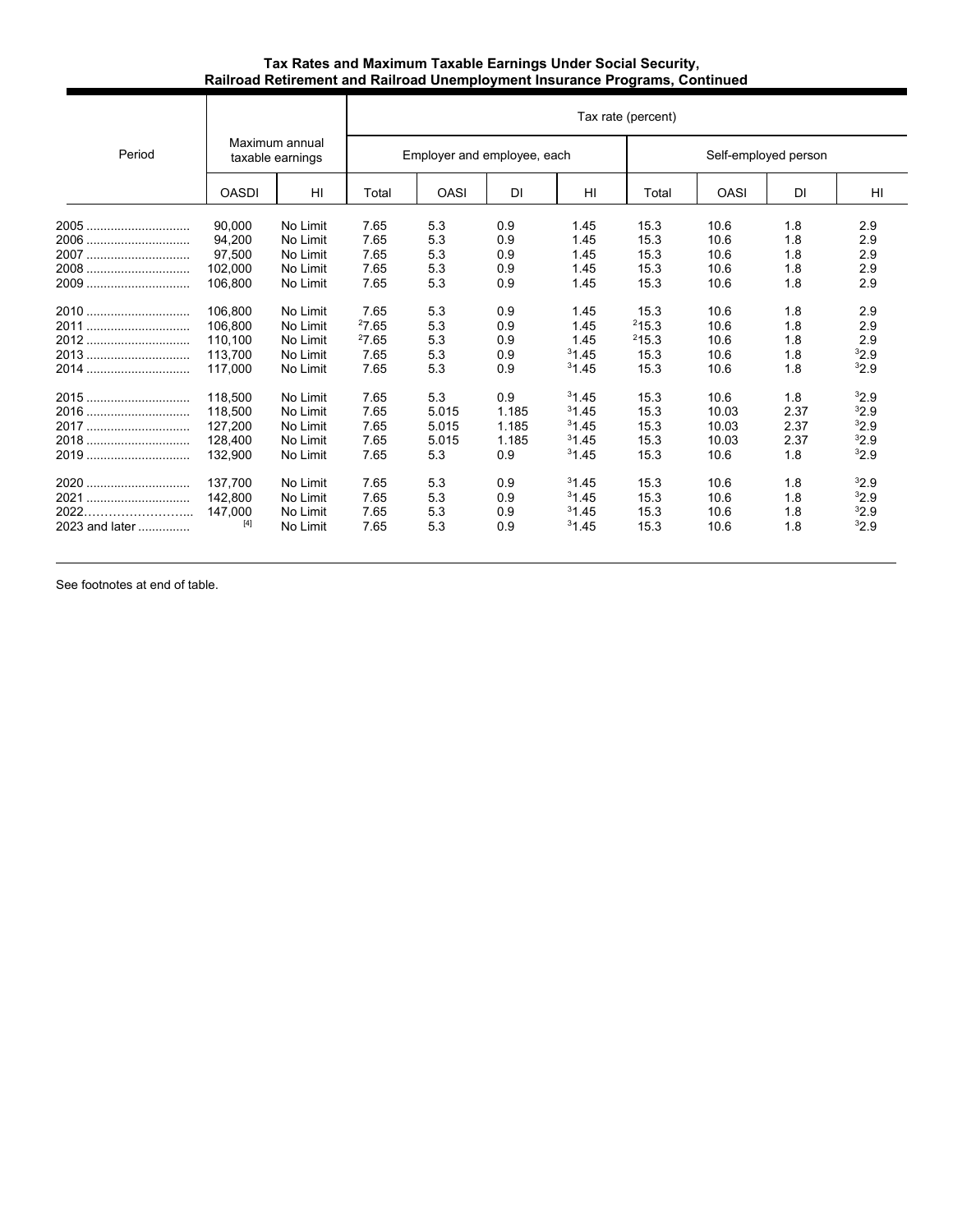**Tax Rates and Maximum Taxable Earnings Under Social Security, Railroad Retirement and Railroad Unemployment Insurance Programs, Continued**

| Period | Maximum annual taxable earnings | | Tax rate (percent) | | | | | | | |
|---|---|---|---|---|---|---|---|---|---|---|
| | | | Employer and employee, each | | | | Self-employed person | | | |
| | OASDI | HI | Total | OASI | DI | HI | Total | OASI | DI | HI |
| 2005 | 90,000 | No Limit | 7.65 | 5.3 | 0.9 | 1.45 | 15.3 | 10.6 | 1.8 | 2.9 |
| 2006 | 94,200 | No Limit | 7.65 | 5.3 | 0.9 | 1.45 | 15.3 | 10.6 | 1.8 | 2.9 |
| 2007 | 97,500 | No Limit | 7.65 | 5.3 | 0.9 | 1.45 | 15.3 | 10.6 | 1.8 | 2.9 |
| 2008 | 102,000 | No Limit | 7.65 | 5.3 | 0.9 | 1.45 | 15.3 | 10.6 | 1.8 | 2.9 |
| 2009 | 106,800 | No Limit | 7.65 | 5.3 | 0.9 | 1.45 | 15.3 | 10.6 | 1.8 | 2.9 |
| 2010 | 106,800 | No Limit | 7.65 | 5.3 | 0.9 | 1.45 | 15.3 | 10.6 | 1.8 | 2.9 |
| 2011 | 106,800 | No Limit | [2]7.65 | 5.3 | 0.9 | 1.45 | [2]15.3 | 10.6 | 1.8 | 2.9 |
| 2012 | 110,100 | No Limit | [2]7.65 | 5.3 | 0.9 | 1.45 | [2]15.3 | 10.6 | 1.8 | 2.9 |
| 2013 | 113,700 | No Limit | 7.65 | 5.3 | 0.9 | [3]1.45 | 15.3 | 10.6 | 1.8 | [3]2.9 |
| 2014 | 117,000 | No Limit | 7.65 | 5.3 | 0.9 | [3]1.45 | 15.3 | 10.6 | 1.8 | [3]2.9 |
| 2015 | 118,500 | No Limit | 7.65 | 5.3 | 0.9 | [3]1.45 | 15.3 | 10.6 | 1.8 | [3]2.9 |
| 2016 | 118,500 | No Limit | 7.65 | 5.015 | 1.185 | [3]1.45 | 15.3 | 10.03 | 2.37 | [3]2.9 |
| 2017 | 127,200 | No Limit | 7.65 | 5.015 | 1.185 | [3]1.45 | 15.3 | 10.03 | 2.37 | [3]2.9 |
| 2018 | 128,400 | No Limit | 7.65 | 5.015 | 1.185 | [3]1.45 | 15.3 | 10.03 | 2.37 | [3]2.9 |
| 2019 | 132,900 | No Limit | 7.65 | 5.3 | 0.9 | [3]1.45 | 15.3 | 10.6 | 1.8 | [3]2.9 |
| 2020 | 137,700 | No Limit | 7.65 | 5.3 | 0.9 | [3]1.45 | 15.3 | 10.6 | 1.8 | [3]2.9 |
| 2021 | 142,800 | No Limit | 7.65 | 5.3 | 0.9 | [3]1.45 | 15.3 | 10.6 | 1.8 | [3]2.9 |
| 2022 | 147,000 | No Limit | 7.65 | 5.3 | 0.9 | [3]1.45 | 15.3 | 10.6 | 1.8 | [3]2.9 |
| 2023 and later | [4] | No Limit | 7.65 | 5.3 | 0.9 | [3]1.45 | 15.3 | 10.6 | 1.8 | [3]2.9 |

See footnotes at end of table.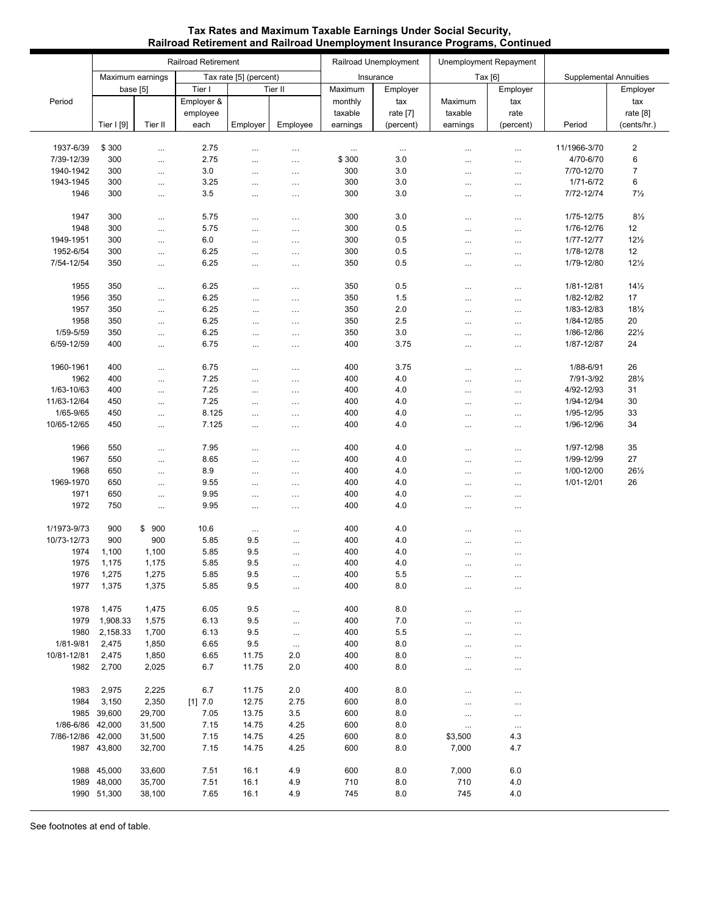**Tax Rates and Maximum Taxable Earnings Under Social Security, Railroad Retirement and Railroad Unemployment Insurance Programs, Continued**

| Period | Railroad Retirement | | | | | Railroad Unemployment Insurance | | Unemployment Repayment Tax [6] | | Supplemental Annuities | |
|---|---|---|---|---|---|---|---|---|---|---|---|
| | Maximum earnings base [5] | | Tax rate [5] (percent) | | | | | | | | |
| | | | Tier I | Tier II | | | | | | | |
| | Tier I [9] | Tier II | Employer & employee each | Employer | Employee | Maximum monthly taxable earnings | Employer tax rate [7] (percent) | Maximum taxable earnings | Employer tax rate (percent) | Period | Employer tax rate [8] (cents/hr.) |
| 1937-6/39 | $ 300 | ... | 2.75 | ... | ... | ... | ... | ... | ... | 11/1966-3/70 | 2 |
| 7/39-12/39 | 300 | ... | 2.75 | ... | ... | $ 300 | 3.0 | ... | ... | 4/70-6/70 | 6 |
| 1940-1942 | 300 | ... | 3.0 | ... | ... | 300 | 3.0 | ... | ... | 7/70-12/70 | 7 |
| 1943-1945 | 300 | ... | 3.25 | ... | ... | 300 | 3.0 | ... | ... | 1/71-6/72 | 6 |
| 1946 | 300 | ... | 3.5 | ... | ... | 300 | 3.0 | ... | ... | 7/72-12/74 | 7½ |
| 1947 | 300 | ... | 5.75 | ... | ... | 300 | 3.0 | ... | ... | 1/75-12/75 | 8½ |
| 1948 | 300 | ... | 5.75 | ... | ... | 300 | 0.5 | ... | ... | 1/76-12/76 | 12 |
| 1949-1951 | 300 | ... | 6.0 | ... | ... | 300 | 0.5 | ... | ... | 1/77-12/77 | 12½ |
| 1952-6/54 | 300 | ... | 6.25 | ... | ... | 300 | 0.5 | ... | ... | 1/78-12/78 | 12 |
| 7/54-12/54 | 350 | ... | 6.25 | ... | ... | 350 | 0.5 | ... | ... | 1/79-12/80 | 12½ |
| 1955 | 350 | ... | 6.25 | ... | ... | 350 | 0.5 | ... | ... | 1/81-12/81 | 14½ |
| 1956 | 350 | ... | 6.25 | ... | ... | 350 | 1.5 | ... | ... | 1/82-12/82 | 17 |
| 1957 | 350 | ... | 6.25 | ... | ... | 350 | 2.0 | ... | ... | 1/83-12/83 | 18½ |
| 1958 | 350 | ... | 6.25 | ... | ... | 350 | 2.5 | ... | ... | 1/84-12/85 | 20 |
| 1/59-5/59 | 350 | ... | 6.25 | ... | ... | 350 | 3.0 | ... | ... | 1/86-12/86 | 22½ |
| 6/59-12/59 | 400 | ... | 6.75 | ... | ... | 400 | 3.75 | ... | ... | 1/87-12/87 | 24 |
| 1960-1961 | 400 | ... | 6.75 | ... | ... | 400 | 3.75 | ... | ... | 1/88-6/91 | 26 |
| 1962 | 400 | ... | 7.25 | ... | ... | 400 | 4.0 | ... | ... | 7/91-3/92 | 28½ |
| 1/63-10/63 | 400 | ... | 7.25 | ... | ... | 400 | 4.0 | ... | ... | 4/92-12/93 | 31 |
| 11/63-12/64 | 450 | ... | 7.25 | ... | ... | 400 | 4.0 | ... | ... | 1/94-12/94 | 30 |
| 1/65-9/65 | 450 | ... | 8.125 | ... | ... | 400 | 4.0 | ... | ... | 1/95-12/95 | 33 |
| 10/65-12/65 | 450 | ... | 7.125 | ... | ... | 400 | 4.0 | ... | ... | 1/96-12/96 | 34 |
| 1966 | 550 | ... | 7.95 | ... | ... | 400 | 4.0 | ... | ... | 1/97-12/98 | 35 |
| 1967 | 550 | ... | 8.65 | ... | ... | 400 | 4.0 | ... | ... | 1/99-12/99 | 27 |
| 1968 | 650 | ... | 8.9 | ... | ... | 400 | 4.0 | ... | ... | 1/00-12/00 | 26½ |
| 1969-1970 | 650 | ... | 9.55 | ... | ... | 400 | 4.0 | ... | ... | 1/01-12/01 | 26 |
| 1971 | 650 | ... | 9.95 | ... | ... | 400 | 4.0 | ... | ... | | |
| 1972 | 750 | ... | 9.95 | ... | ... | 400 | 4.0 | ... | ... | | |
| 1/1973-9/73 | 900 | $ 900 | 10.6 | ... | ... | 400 | 4.0 | ... | ... | | |
| 10/73-12/73 | 900 | 900 | 5.85 | 9.5 | ... | 400 | 4.0 | ... | ... | | |
| 1974 | 1,100 | 1,100 | 5.85 | 9.5 | ... | 400 | 4.0 | ... | ... | | |
| 1975 | 1,175 | 1,175 | 5.85 | 9.5 | ... | 400 | 4.0 | ... | ... | | |
| 1976 | 1,275 | 1,275 | 5.85 | 9.5 | ... | 400 | 5.5 | ... | ... | | |
| 1977 | 1,375 | 1,375 | 5.85 | 9.5 | ... | 400 | 8.0 | ... | ... | | |
| 1978 | 1,475 | 1,475 | 6.05 | 9.5 | ... | 400 | 8.0 | ... | ... | | |
| 1979 | 1,908.33 | 1,575 | 6.13 | 9.5 | ... | 400 | 7.0 | ... | ... | | |
| 1980 | 2,158.33 | 1,700 | 6.13 | 9.5 | ... | 400 | 5.5 | ... | ... | | |
| 1/81-9/81 | 2,475 | 1,850 | 6.65 | 9.5 | ... | 400 | 8.0 | ... | ... | | |
| 10/81-12/81 | 2,475 | 1,850 | 6.65 | 11.75 | 2.0 | 400 | 8.0 | ... | ... | | |
| 1982 | 2,700 | 2,025 | 6.7 | 11.75 | 2.0 | 400 | 8.0 | ... | ... | | |
| 1983 | 2,975 | 2,225 | 6.7 | 11.75 | 2.0 | 400 | 8.0 | ... | ... | | |
| 1984 | 3,150 | 2,350 | [1] 7.0 | 12.75 | 2.75 | 600 | 8.0 | ... | ... | | |
| 1985 | 39,600 | 29,700 | 7.05 | 13.75 | 3.5 | 600 | 8.0 | ... | ... | | |
| 1/86-6/86 | 42,000 | 31,500 | 7.15 | 14.75 | 4.25 | 600 | 8.0 | ... | ... | | |
| 7/86-12/86 | 42,000 | 31,500 | 7.15 | 14.75 | 4.25 | 600 | 8.0 | $3,500 | 4.3 | | |
| 1987 | 43,800 | 32,700 | 7.15 | 14.75 | 4.25 | 600 | 8.0 | 7,000 | 4.7 | | |
| 1988 | 45,000 | 33,600 | 7.51 | 16.1 | 4.9 | 600 | 8.0 | 7,000 | 6.0 | | |
| 1989 | 48,000 | 35,700 | 7.51 | 16.1 | 4.9 | 710 | 8.0 | 710 | 4.0 | | |
| 1990 | 51,300 | 38,100 | 7.65 | 16.1 | 4.9 | 745 | 8.0 | 745 | 4.0 | | |

See footnotes at end of table.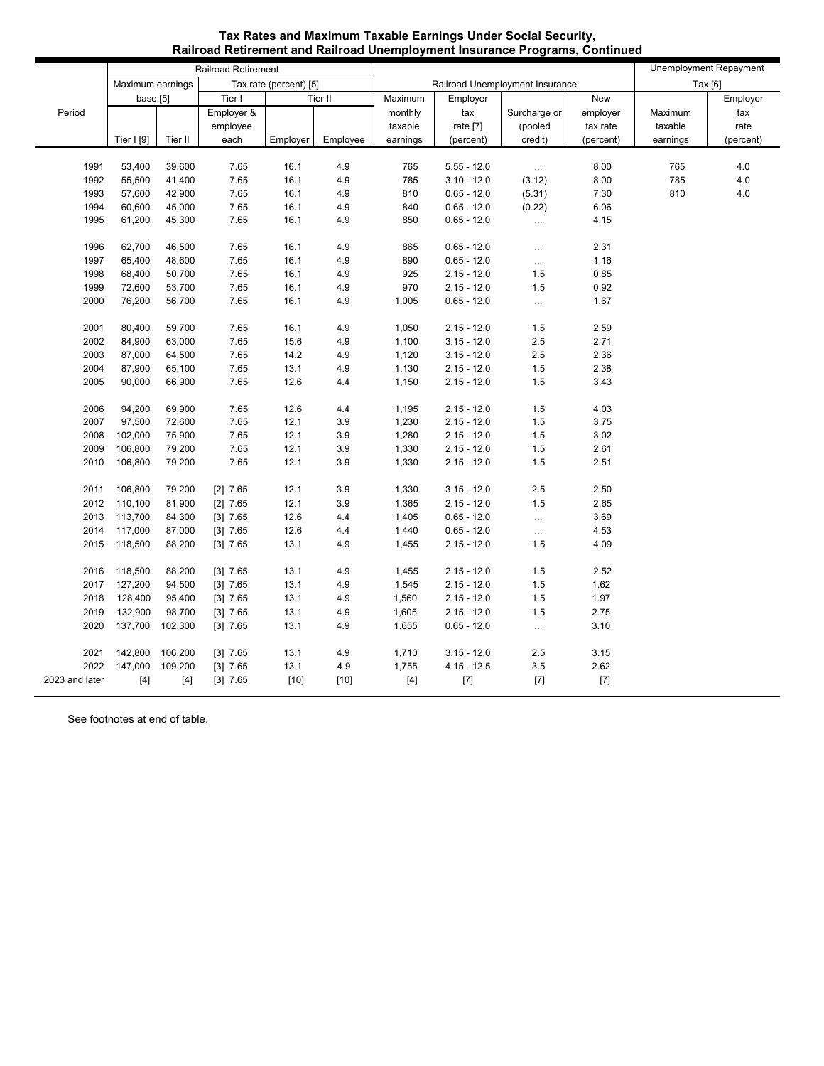**Tax Rates and Maximum Taxable Earnings Under Social Security, Railroad Retirement and Railroad Unemployment Insurance Programs, Continued**

| Period | Railroad Retirement | | | | | Railroad Unemployment Insurance | | | | Unemployment Repayment Tax [6] | |
|---|---|---|---|---|---|---|---|---|---|---|---|
| | Maximum earnings base [5] | | Tax rate (percent) [5] | | | | | | | | |
| | | | Tier I | Tier II | | | | | | | |
| | Tier I [9] | Tier II | Employer & employee each | Employer | Employee | Maximum monthly taxable earnings | Employer tax rate [7] (percent) | Surcharge or (pooled credit) | New employer tax rate (percent) | Maximum taxable earnings | Employer tax rate (percent) |
| 1991 | 53,400 | 39,600 | 7.65 | 16.1 | 4.9 | 765 | 5.55 - 12.0 | ... | 8.00 | 765 | 4.0 |
| 1992 | 55,500 | 41,400 | 7.65 | 16.1 | 4.9 | 785 | 3.10 - 12.0 | (3.12) | 8.00 | 785 | 4.0 |
| 1993 | 57,600 | 42,900 | 7.65 | 16.1 | 4.9 | 810 | 0.65 - 12.0 | (5.31) | 7.30 | 810 | 4.0 |
| 1994 | 60,600 | 45,000 | 7.65 | 16.1 | 4.9 | 840 | 0.65 - 12.0 | (0.22) | 6.06 | | |
| 1995 | 61,200 | 45,300 | 7.65 | 16.1 | 4.9 | 850 | 0.65 - 12.0 | ... | 4.15 | | |
| 1996 | 62,700 | 46,500 | 7.65 | 16.1 | 4.9 | 865 | 0.65 - 12.0 | ... | 2.31 | | |
| 1997 | 65,400 | 48,600 | 7.65 | 16.1 | 4.9 | 890 | 0.65 - 12.0 | ... | 1.16 | | |
| 1998 | 68,400 | 50,700 | 7.65 | 16.1 | 4.9 | 925 | 2.15 - 12.0 | 1.5 | 0.85 | | |
| 1999 | 72,600 | 53,700 | 7.65 | 16.1 | 4.9 | 970 | 2.15 - 12.0 | 1.5 | 0.92 | | |
| 2000 | 76,200 | 56,700 | 7.65 | 16.1 | 4.9 | 1,005 | 0.65 - 12.0 | ... | 1.67 | | |
| 2001 | 80,400 | 59,700 | 7.65 | 16.1 | 4.9 | 1,050 | 2.15 - 12.0 | 1.5 | 2.59 | | |
| 2002 | 84,900 | 63,000 | 7.65 | 15.6 | 4.9 | 1,100 | 3.15 - 12.0 | 2.5 | 2.71 | | |
| 2003 | 87,000 | 64,500 | 7.65 | 14.2 | 4.9 | 1,120 | 3.15 - 12.0 | 2.5 | 2.36 | | |
| 2004 | 87,900 | 65,100 | 7.65 | 13.1 | 4.9 | 1,130 | 2.15 - 12.0 | 1.5 | 2.38 | | |
| 2005 | 90,000 | 66,900 | 7.65 | 12.6 | 4.4 | 1,150 | 2.15 - 12.0 | 1.5 | 3.43 | | |
| 2006 | 94,200 | 69,900 | 7.65 | 12.6 | 4.4 | 1,195 | 2.15 - 12.0 | 1.5 | 4.03 | | |
| 2007 | 97,500 | 72,600 | 7.65 | 12.1 | 3.9 | 1,230 | 2.15 - 12.0 | 1.5 | 3.75 | | |
| 2008 | 102,000 | 75,900 | 7.65 | 12.1 | 3.9 | 1,280 | 2.15 - 12.0 | 1.5 | 3.02 | | |
| 2009 | 106,800 | 79,200 | 7.65 | 12.1 | 3.9 | 1,330 | 2.15 - 12.0 | 1.5 | 2.61 | | |
| 2010 | 106,800 | 79,200 | 7.65 | 12.1 | 3.9 | 1,330 | 2.15 - 12.0 | 1.5 | 2.51 | | |
| 2011 | 106,800 | 79,200 | [2] 7.65 | 12.1 | 3.9 | 1,330 | 3.15 - 12.0 | 2.5 | 2.50 | | |
| 2012 | 110,100 | 81,900 | [2] 7.65 | 12.1 | 3.9 | 1,365 | 2.15 - 12.0 | 1.5 | 2.65 | | |
| 2013 | 113,700 | 84,300 | [3] 7.65 | 12.6 | 4.4 | 1,405 | 0.65 - 12.0 | ... | 3.69 | | |
| 2014 | 117,000 | 87,000 | [3] 7.65 | 12.6 | 4.4 | 1,440 | 0.65 - 12.0 | ... | 4.53 | | |
| 2015 | 118,500 | 88,200 | [3] 7.65 | 13.1 | 4.9 | 1,455 | 2.15 - 12.0 | 1.5 | 4.09 | | |
| 2016 | 118,500 | 88,200 | [3] 7.65 | 13.1 | 4.9 | 1,455 | 2.15 - 12.0 | 1.5 | 2.52 | | |
| 2017 | 127,200 | 94,500 | [3] 7.65 | 13.1 | 4.9 | 1,545 | 2.15 - 12.0 | 1.5 | 1.62 | | |
| 2018 | 128,400 | 95,400 | [3] 7.65 | 13.1 | 4.9 | 1,560 | 2.15 - 12.0 | 1.5 | 1.97 | | |
| 2019 | 132,900 | 98,700 | [3] 7.65 | 13.1 | 4.9 | 1,605 | 2.15 - 12.0 | 1.5 | 2.75 | | |
| 2020 | 137,700 | 102,300 | [3] 7.65 | 13.1 | 4.9 | 1,655 | 0.65 - 12.0 | ... | 3.10 | | |
| 2021 | 142,800 | 106,200 | [3] 7.65 | 13.1 | 4.9 | 1,710 | 3.15 - 12.0 | 2.5 | 3.15 | | |
| 2022 | 147,000 | 109,200 | [3] 7.65 | 13.1 | 4.9 | 1,755 | 4.15 - 12.5 | 3.5 | 2.62 | | |
| 2023 and later | [4] | [4] | [3] 7.65 | [10] | [10] | [4] | [7] | [7] | [7] | | |

See footnotes at end of table.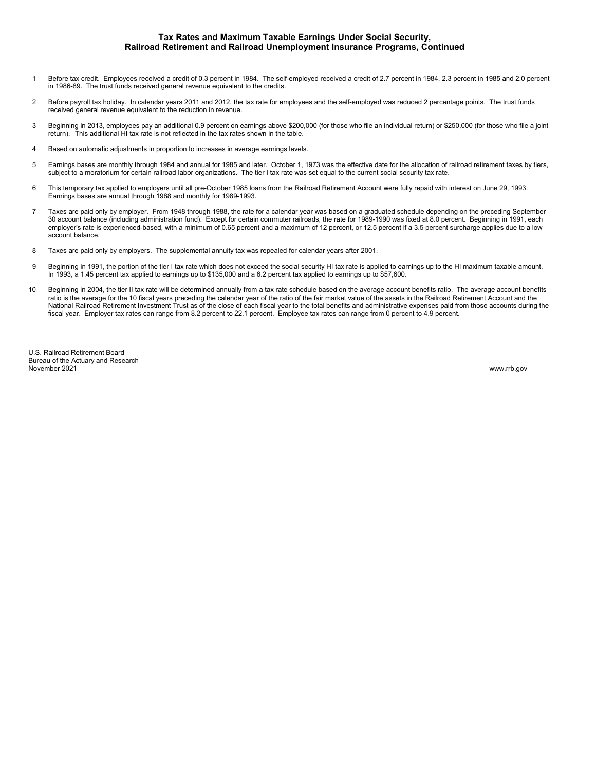## Tax Rates and Maximum Taxable Earnings Under Social Security, Railroad Retirement and Railroad Unemployment Insurance Programs, Continued

1 Before tax credit. Employees received a credit of 0.3 percent in 1984. The self-employed received a credit of 2.7 percent in 1984, 2.3 percent in 1985 and 2.0 percent in 1986-89. The trust funds received general revenue equivalent to the credits.

2 Before payroll tax holiday. In calendar years 2011 and 2012, the tax rate for employees and the self-employed was reduced 2 percentage points. The trust funds received general revenue equivalent to the reduction in revenue.

3 Beginning in 2013, employees pay an additional 0.9 percent on earnings above $200,000 (for those who file an individual return) or $250,000 (for those who file a joint return). This additional HI tax rate is not reflected in the tax rates shown in the table.

4 Based on automatic adjustments in proportion to increases in average earnings levels.

5 Earnings bases are monthly through 1984 and annual for 1985 and later. October 1, 1973 was the effective date for the allocation of railroad retirement taxes by tiers, subject to a moratorium for certain railroad labor organizations. The tier I tax rate was set equal to the current social security tax rate.

6 This temporary tax applied to employers until all pre-October 1985 loans from the Railroad Retirement Account were fully repaid with interest on June 29, 1993. Earnings bases are annual through 1988 and monthly for 1989-1993.

7 Taxes are paid only by employer. From 1948 through 1988, the rate for a calendar year was based on a graduated schedule depending on the preceding September 30 account balance (including administration fund). Except for certain commuter railroads, the rate for 1989-1990 was fixed at 8.0 percent. Beginning in 1991, each employer's rate is experienced-based, with a minimum of 0.65 percent and a maximum of 12 percent, or 12.5 percent if a 3.5 percent surcharge applies due to a low account balance.

8 Taxes are paid only by employers. The supplemental annuity tax was repealed for calendar years after 2001.

9 Beginning in 1991, the portion of the tier I tax rate which does not exceed the social security HI tax rate is applied to earnings up to the HI maximum taxable amount. In 1993, a 1.45 percent tax applied to earnings up to $135,000 and a 6.2 percent tax applied to earnings up to $57,600.

10 Beginning in 2004, the tier II tax rate will be determined annually from a tax rate schedule based on the average account benefits ratio. The average account benefits ratio is the average for the 10 fiscal years preceding the calendar year of the ratio of the fair market value of the assets in the Railroad Retirement Account and the National Railroad Retirement Investment Trust as of the close of each fiscal year to the total benefits and administrative expenses paid from those accounts during the fiscal year. Employer tax rates can range from 8.2 percent to 22.1 percent. Employee tax rates can range from 0 percent to 4.9 percent.

U.S. Railroad Retirement Board
Bureau of the Actuary and Research
November 2021

www.rrb.gov